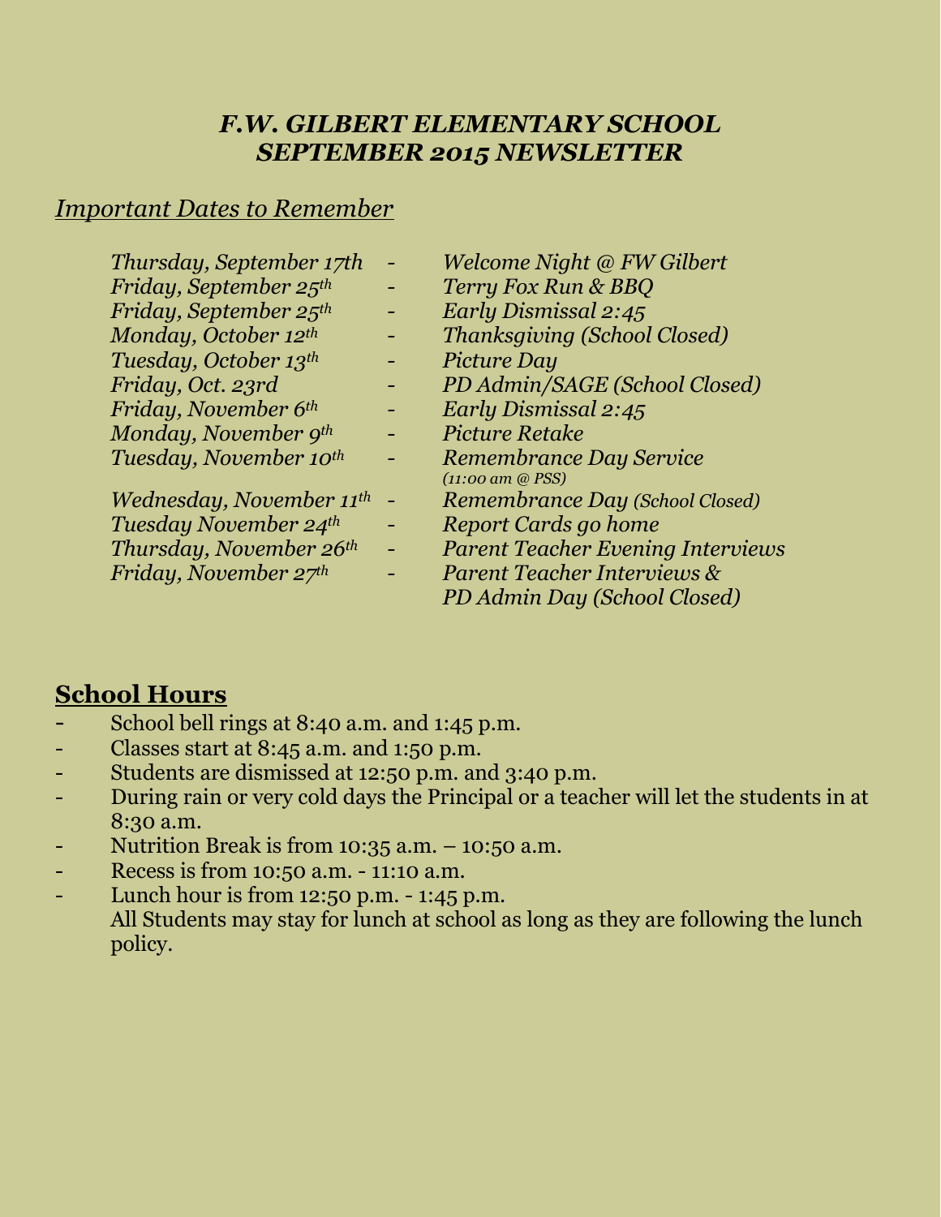# *F.W. GILBERT ELEMENTARY SCHOOL*
# *SEPTEMBER 2015 NEWSLETTER*

## *Important Dates to Remember*

| | | |
|---|---|---|
| *Thursday, September 17th* | - | *Welcome Night @ FW Gilbert* |
| *Friday, September 25th* | - | *Terry Fox Run & BBQ* |
| *Friday, September 25th* | - | *Early Dismissal 2:45* |
| *Monday, October 12th* | - | *Thanksgiving (School Closed)* |
| *Tuesday, October 13th* | - | *Picture Day* |
| *Friday, Oct. 23rd* | - | *PD Admin/SAGE (School Closed)* |
| *Friday, November 6th* | - | *Early Dismissal 2:45* |
| *Monday, November 9th* | - | *Picture Retake* |
| *Tuesday, November 10th* | - | *Remembrance Day Service (11:00 am @ PSS)* |
| *Wednesday, November 11th* | - | *Remembrance Day (School Closed)* |
| *Tuesday November 24th* | - | *Report Cards go home* |
| *Thursday, November 26th* | - | *Parent Teacher Evening Interviews* |
| *Friday, November 27th* | - | *Parent Teacher Interviews & PD Admin Day (School Closed)* |

## School Hours

- School bell rings at 8:40 a.m. and 1:45 p.m.
- Classes start at 8:45 a.m. and 1:50 p.m.
- Students are dismissed at 12:50 p.m. and 3:40 p.m.
- During rain or very cold days the Principal or a teacher will let the students in at 8:30 a.m.
- Nutrition Break is from 10:35 a.m. – 10:50 a.m.
- Recess is from 10:50 a.m. - 11:10 a.m.
- Lunch hour is from 12:50 p.m. - 1:45 p.m.
  All Students may stay for lunch at school as long as they are following the lunch policy.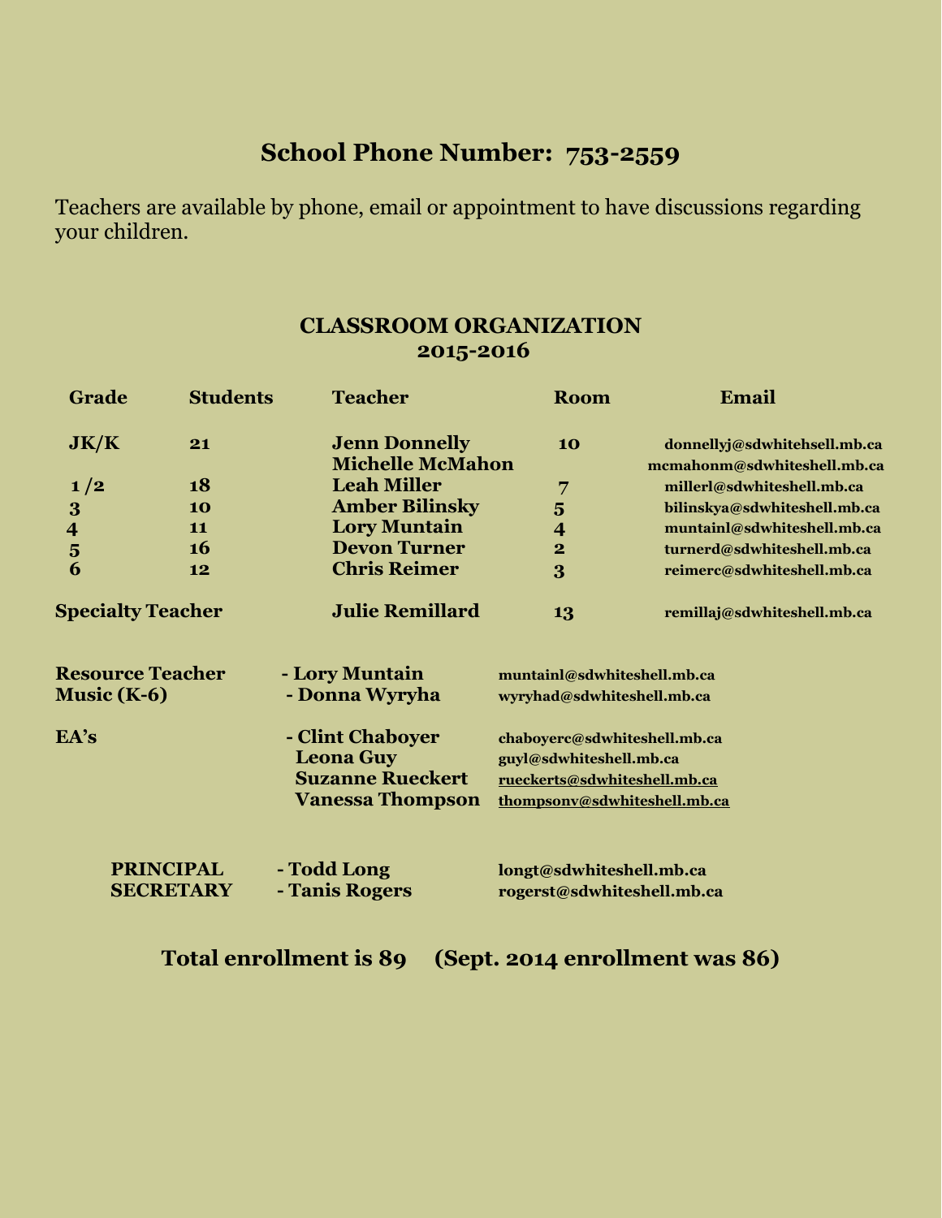## School Phone Number: 753-2559

Teachers are available by phone, email or appointment to have discussions regarding your children.

### CLASSROOM ORGANIZATION
### 2015-2016

| Grade | Students | Teacher | Room | Email |
|---|---|---|---|---|
| JK/K | 21 | Jenn Donnelly | 10 | donnellyj@sdwhitehsell.mb.ca |
| | | Michelle McMahon | | mcmahonm@sdwhiteshell.mb.ca |
| 1 /2 | 18 | Leah Miller | 7 | millerl@sdwhiteshell.mb.ca |
| 3 | 10 | Amber Bilinsky | 5 | bilinskya@sdwhiteshell.mb.ca |
| 4 | 11 | Lory Muntain | 4 | muntainl@sdwhiteshell.mb.ca |
| 5 | 16 | Devon Turner | 2 | turnerd@sdwhiteshell.mb.ca |
| 6 | 12 | Chris Reimer | 3 | reimerc@sdwhiteshell.mb.ca |
| Specialty Teacher | | Julie Remillard | 13 | remillaj@sdwhiteshell.mb.ca |

**Resource Teacher** - Lory Muntain muntainl@sdwhiteshell.mb.ca
**Music (K-6)** - Donna Wyryha wyryhad@sdwhiteshell.mb.ca

**EA's**
- Clint Chaboyer chaboyerc@sdwhiteshell.mb.ca
- Leona Guy guyl@sdwhiteshell.mb.ca
- Suzanne Rueckert rueckerts@sdwhiteshell.mb.ca
- Vanessa Thompson thompsonv@sdwhiteshell.mb.ca

**PRINCIPAL** - Todd Long longt@sdwhiteshell.mb.ca
**SECRETARY** - Tanis Rogers rogerst@sdwhiteshell.mb.ca

**Total enrollment is 89 (Sept. 2014 enrollment was 86)**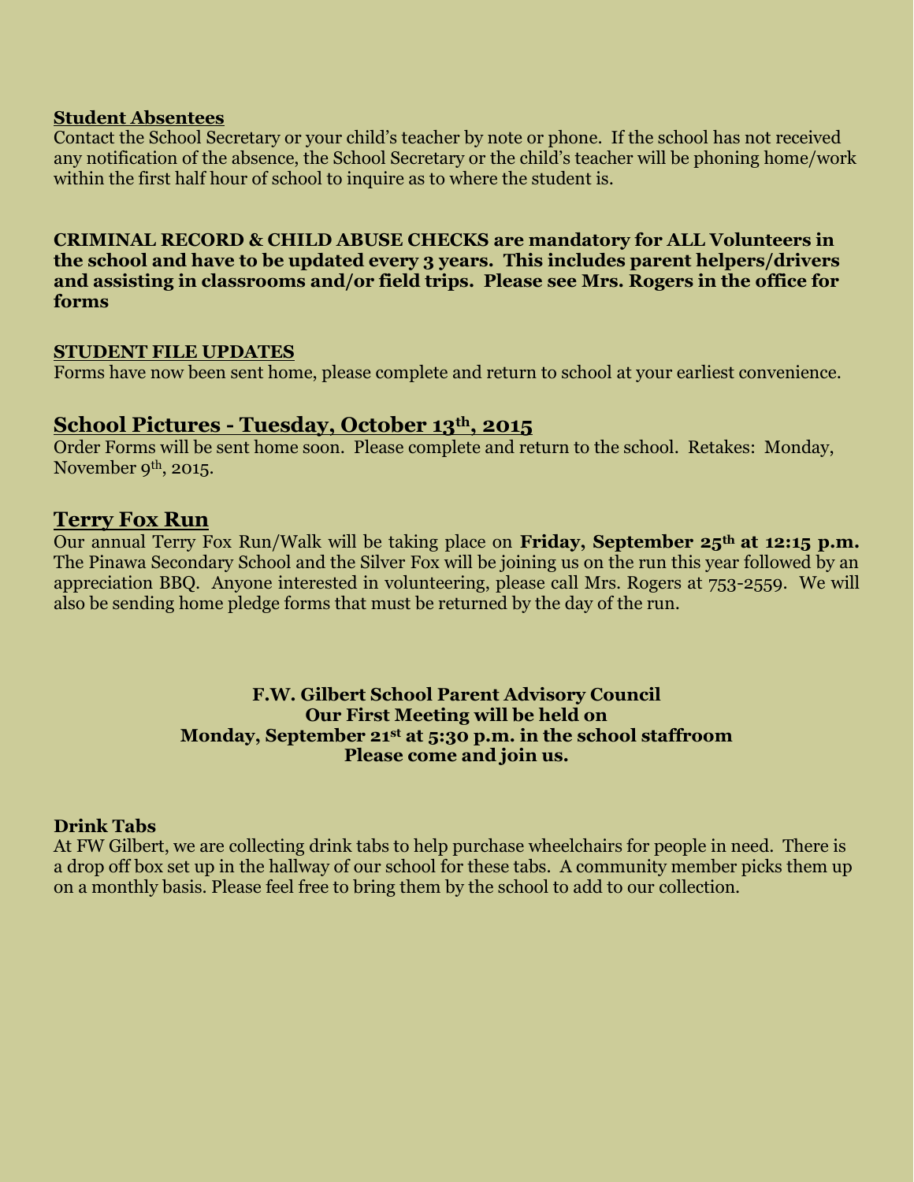**Student Absentees**

Contact the School Secretary or your child's teacher by note or phone. If the school has not received any notification of the absence, the School Secretary or the child's teacher will be phoning home/work within the first half hour of school to inquire as to where the student is.

**CRIMINAL RECORD & CHILD ABUSE CHECKS are mandatory for ALL Volunteers in the school and have to be updated every 3 years. This includes parent helpers/drivers and assisting in classrooms and/or field trips. Please see Mrs. Rogers in the office for forms**

**STUDENT FILE UPDATES**

Forms have now been sent home, please complete and return to school at your earliest convenience.

## School Pictures - Tuesday, October 13th, 2015

Order Forms will be sent home soon. Please complete and return to the school. Retakes: Monday, November 9th, 2015.

## Terry Fox Run

Our annual Terry Fox Run/Walk will be taking place on **Friday, September 25th at 12:15 p.m.** The Pinawa Secondary School and the Silver Fox will be joining us on the run this year followed by an appreciation BBQ. Anyone interested in volunteering, please call Mrs. Rogers at 753-2559. We will also be sending home pledge forms that must be returned by the day of the run.

**F.W. Gilbert School Parent Advisory Council**
**Our First Meeting will be held on**
**Monday, September 21st at 5:30 p.m. in the school staffroom**
**Please come and join us.**

**Drink Tabs**

At FW Gilbert, we are collecting drink tabs to help purchase wheelchairs for people in need. There is a drop off box set up in the hallway of our school for these tabs. A community member picks them up on a monthly basis. Please feel free to bring them by the school to add to our collection.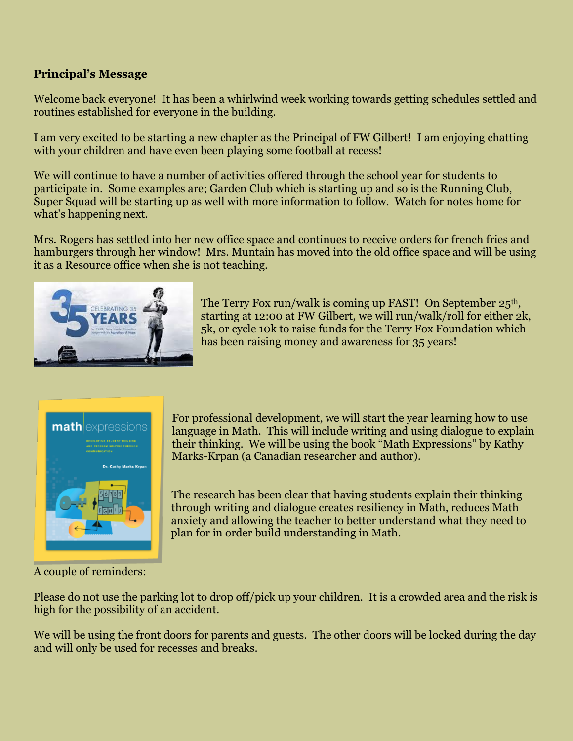**Principal's Message**

Welcome back everyone! It has been a whirlwind week working towards getting schedules settled and routines established for everyone in the building.

I am very excited to be starting a new chapter as the Principal of FW Gilbert! I am enjoying chatting with your children and have even been playing some football at recess!

We will continue to have a number of activities offered through the school year for students to participate in. Some examples are; Garden Club which is starting up and so is the Running Club, Super Squad will be starting up as well with more information to follow. Watch for notes home for what's happening next.

Mrs. Rogers has settled into her new office space and continues to receive orders for french fries and hamburgers through her window! Mrs. Muntain has moved into the old office space and will be using it as a Resource office when she is not teaching.

The Terry Fox run/walk is coming up FAST! On September 25th, starting at 12:00 at FW Gilbert, we will run/walk/roll for either 2k, 5k, or cycle 10k to raise funds for the Terry Fox Foundation which has been raising money and awareness for 35 years!

For professional development, we will start the year learning how to use language in Math. This will include writing and using dialogue to explain their thinking. We will be using the book "Math Expressions" by Kathy Marks-Krpan (a Canadian researcher and author).

The research has been clear that having students explain their thinking through writing and dialogue creates resiliency in Math, reduces Math anxiety and allowing the teacher to better understand what they need to plan for in order build understanding in Math.

A couple of reminders:

Please do not use the parking lot to drop off/pick up your children. It is a crowded area and the risk is high for the possibility of an accident.

We will be using the front doors for parents and guests. The other doors will be locked during the day and will only be used for recesses and breaks.